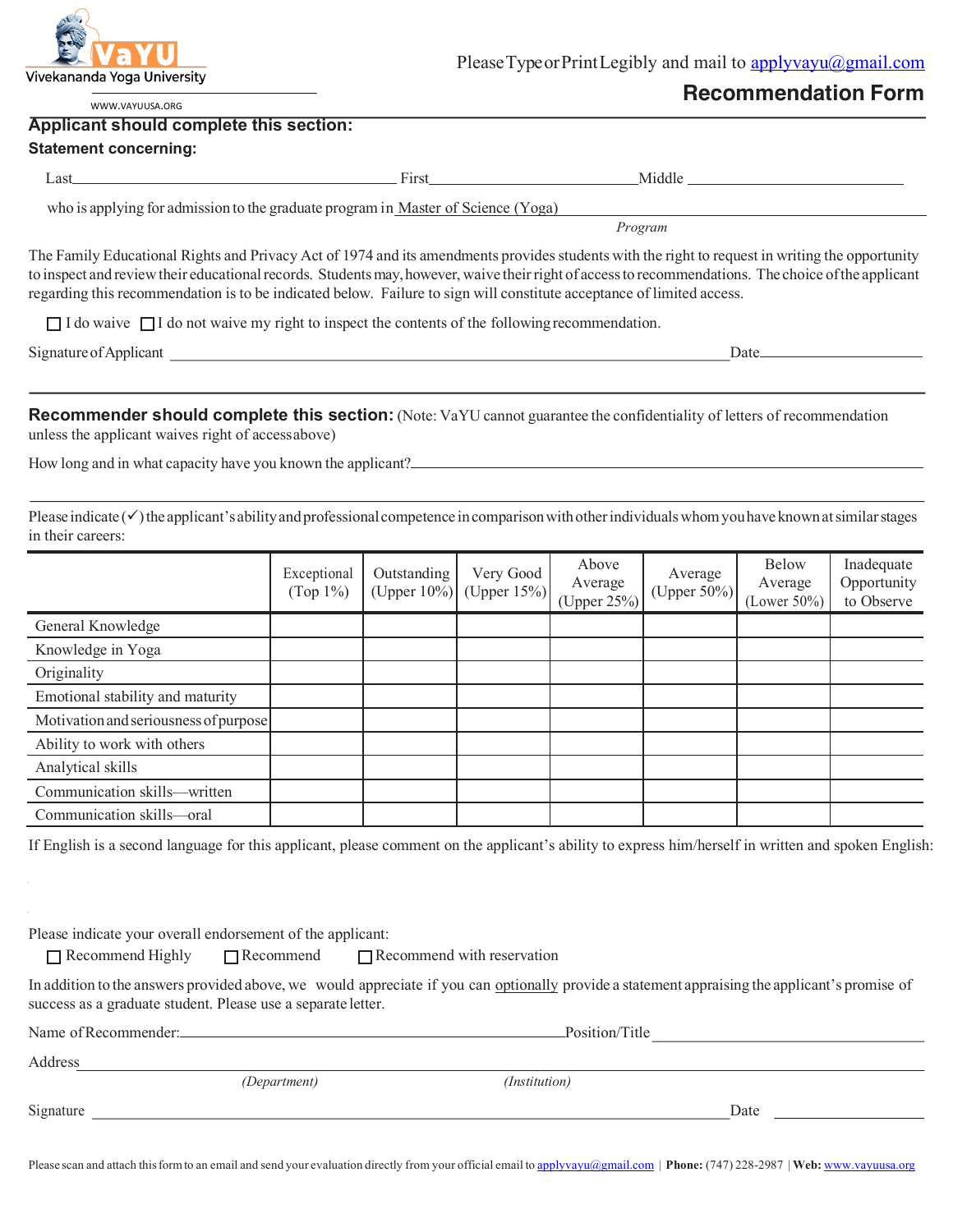VaYU
Vivekananda Yoga University

WWW.VAYUUSA.ORG

Please Type or Print Legibly and mail to applyvayu@gmail.com

# Recommendation Form

## Applicant should complete this section:

**Statement concerning:**

Last\_\_\_\_\_\_\_\_\_\_\_\_\_\_\_\_\_\_\_\_\_\_\_\_\_\_\_\_\_\_ First\_\_\_\_\_\_\_\_\_\_\_\_\_\_\_\_\_\_\_\_ Middle \_\_\_\_\_\_\_\_\_\_\_\_\_\_\_\_\_\_\_\_

who is applying for admission to the graduate program in Master of Science (Yoga)

*Program*

The Family Educational Rights and Privacy Act of 1974 and its amendments provides students with the right to request in writing the opportunity to inspect and review their educational records. Students may, however, waive their right of access to recommendations. The choice of the applicant regarding this recommendation is to be indicated below. Failure to sign will constitute acceptance of limited access.

☐ I do waive ☐ I do not waive my right to inspect the contents of the following recommendation.

Signature of Applicant \_\_\_\_\_\_\_\_\_\_\_\_\_\_\_\_\_\_\_\_\_\_\_\_\_\_\_\_\_\_\_\_\_\_\_\_\_\_\_\_\_\_ Date\_\_\_\_\_\_\_\_\_\_\_\_\_\_\_\_

## Recommender should complete this section:

(Note: VaYU cannot guarantee the confidentiality of letters of recommendation unless the applicant waives right of access above)

How long and in what capacity have you known the applicant?\_\_\_\_\_\_\_\_\_\_\_\_\_\_\_\_\_\_\_\_\_\_\_\_\_\_\_\_\_\_\_\_\_\_\_\_\_\_\_\_

Please indicate (✓) the applicant's ability and professional competence in comparison with other individuals whom you have known at similar stages in their careers:

| | Exceptional (Top 1%) | Outstanding (Upper 10%) | Very Good (Upper 15%) | Above Average (Upper 25%) | Average (Upper 50%) | Below Average (Lower 50%) | Inadequate Opportunity to Observe |
|---|---|---|---|---|---|---|---|
| General Knowledge | | | | | | | |
| Knowledge in Yoga | | | | | | | |
| Originality | | | | | | | |
| Emotional stability and maturity | | | | | | | |
| Motivation and seriousness of purpose | | | | | | | |
| Ability to work with others | | | | | | | |
| Analytical skills | | | | | | | |
| Communication skills—written | | | | | | | |
| Communication skills—oral | | | | | | | |

If English is a second language for this applicant, please comment on the applicant's ability to express him/herself in written and spoken English:

Please indicate your overall endorsement of the applicant:

☐ Recommend Highly ☐ Recommend ☐ Recommend with reservation

In addition to the answers provided above, we would appreciate if you can optionally provide a statement appraising the applicant's promise of success as a graduate student. Please use a separate letter.

Name of Recommender:\_\_\_\_\_\_\_\_\_\_\_\_\_\_\_\_\_\_\_\_\_\_\_\_\_\_\_\_\_\_ Position/Title \_\_\_\_\_\_\_\_\_\_\_\_\_\_\_\_\_\_\_\_

Address\_\_\_\_\_\_\_\_\_\_\_\_\_\_\_\_\_\_\_\_\_\_\_\_\_\_\_\_\_\_\_\_\_\_\_\_\_\_\_\_\_\_\_\_\_\_\_\_\_\_\_\_

*(Department)* *(Institution)*

Signature \_\_\_\_\_\_\_\_\_\_\_\_\_\_\_\_\_\_\_\_\_\_\_\_\_\_\_\_\_\_\_\_\_\_\_\_\_\_\_\_\_\_ Date \_\_\_\_\_\_\_\_\_\_\_\_\_\_\_\_

Please scan and attach this form to an email and send your evaluation directly from your official email to applyvayu@gmail.com | **Phone:** (747) 228-2987 | **Web:** www.vayuusa.org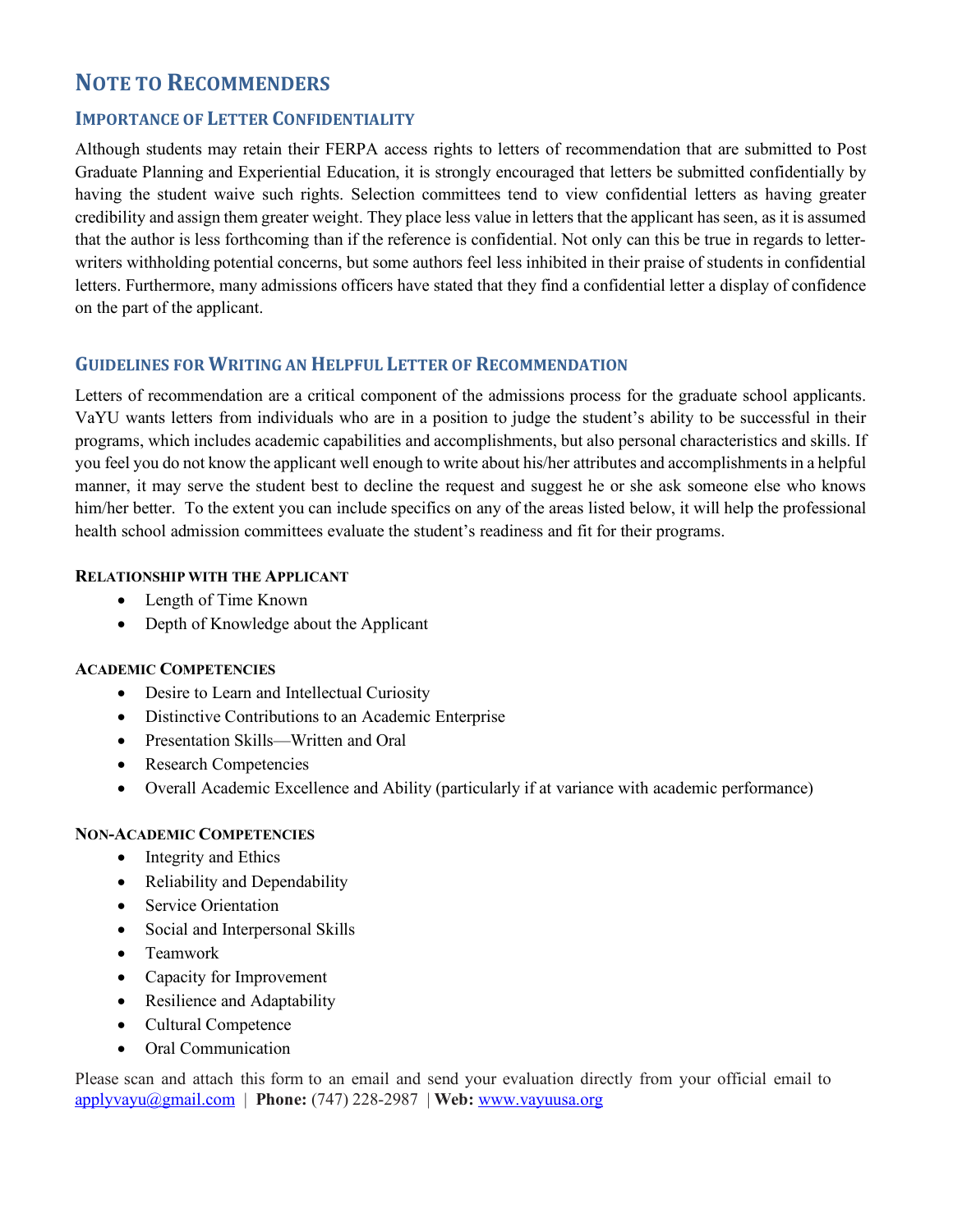# Note to Recommenders

## Importance of Letter Confidentiality

Although students may retain their FERPA access rights to letters of recommendation that are submitted to Post Graduate Planning and Experiential Education, it is strongly encouraged that letters be submitted confidentially by having the student waive such rights. Selection committees tend to view confidential letters as having greater credibility and assign them greater weight. They place less value in letters that the applicant has seen, as it is assumed that the author is less forthcoming than if the reference is confidential. Not only can this be true in regards to letter-writers withholding potential concerns, but some authors feel less inhibited in their praise of students in confidential letters. Furthermore, many admissions officers have stated that they find a confidential letter a display of confidence on the part of the applicant.

## Guidelines for Writing an Helpful Letter of Recommendation

Letters of recommendation are a critical component of the admissions process for the graduate school applicants. VaYU wants letters from individuals who are in a position to judge the student's ability to be successful in their programs, which includes academic capabilities and accomplishments, but also personal characteristics and skills. If you feel you do not know the applicant well enough to write about his/her attributes and accomplishments in a helpful manner, it may serve the student best to decline the request and suggest he or she ask someone else who knows him/her better. To the extent you can include specifics on any of the areas listed below, it will help the professional health school admission committees evaluate the student's readiness and fit for their programs.

### Relationship with the Applicant

- Length of Time Known
- Depth of Knowledge about the Applicant

### Academic Competencies

- Desire to Learn and Intellectual Curiosity
- Distinctive Contributions to an Academic Enterprise
- Presentation Skills—Written and Oral
- Research Competencies
- Overall Academic Excellence and Ability (particularly if at variance with academic performance)

### Non-Academic Competencies

- Integrity and Ethics
- Reliability and Dependability
- Service Orientation
- Social and Interpersonal Skills
- Teamwork
- Capacity for Improvement
- Resilience and Adaptability
- Cultural Competence
- Oral Communication

Please scan and attach this form to an email and send your evaluation directly from your official email to applyvayu@gmail.com | **Phone:** (747) 228-2987 | **Web:** www.vayuusa.org